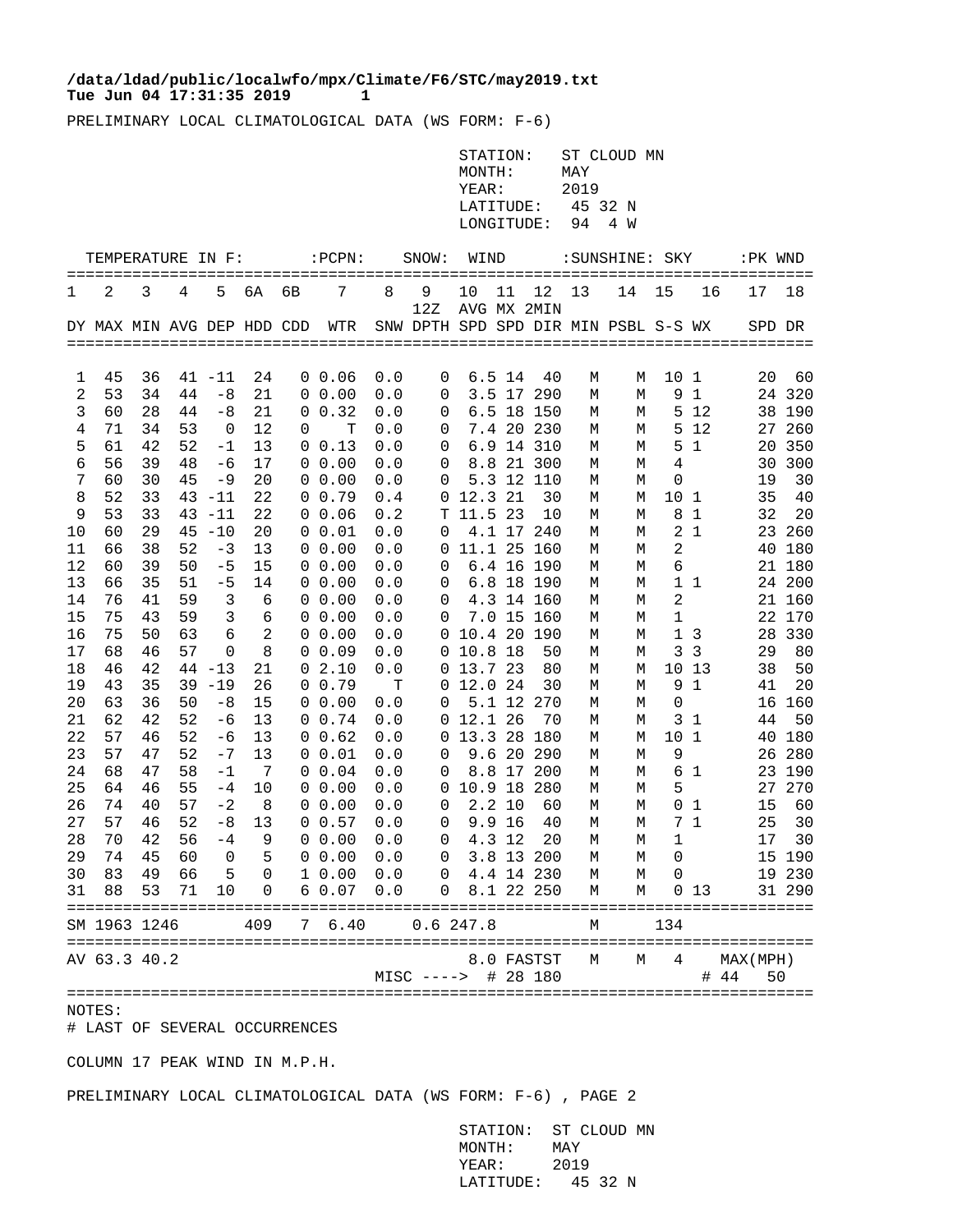/data/ldad/public/localwfo/mpx/Climate/F6/STC/may2019.txt
**Tue Jun 04 17:31:35 2019 1**

PRELIMINARY LOCAL CLIMATOLOGICAL DATA (WS FORM: F-6)

STATION: ST CLOUD MN
MONTH: MAY
YEAR: 2019
LATITUDE: 45 32 N
LONGITUDE: 94 4 W

| TEMPERATURE IN F: | | | | | | | :PCPN: | | SNOW: | WIND | | | :SUNSHINE: | | SKY | | :PK WND | |
|---|---|---|---|---|---|---|---|---|---|---|---|---|---|---|---|---|---|---|
| 1 | 2 | 3 | 4 | 5 | 6A | 6B | 7 | 8 | 9 12Z | 10 AVG | 11 MX | 12 2MIN | 13 | 14 | 15 | 16 | 17 | 18 |
| DY | MAX | MIN | AVG | DEP | HDD | CDD | WTR | SNW | DPTH | SPD | SPD | DIR | MIN | PSBL | S-S | WX | SPD | DR |
| 1 | 45 | 36 | 41 | -11 | 24 | 0 | 0.06 | 0.0 | 0 | 6.5 | 14 | 40 | M | M | 10 | 1 | 20 | 60 |
| 2 | 53 | 34 | 44 | -8 | 21 | 0 | 0.00 | 0.0 | 0 | 3.5 | 17 | 290 | M | M | 9 | 1 | 24 | 320 |
| 3 | 60 | 28 | 44 | -8 | 21 | 0 | 0.32 | 0.0 | 0 | 6.5 | 18 | 150 | M | M | 5 | 12 | 38 | 190 |
| 4 | 71 | 34 | 53 | 0 | 12 | 0 | T | 0.0 | 0 | 7.4 | 20 | 230 | M | M | 5 | 12 | 27 | 260 |
| 5 | 61 | 42 | 52 | -1 | 13 | 0 | 0.13 | 0.0 | 0 | 6.9 | 14 | 310 | M | M | 5 | 1 | 20 | 350 |
| 6 | 56 | 39 | 48 | -6 | 17 | 0 | 0.00 | 0.0 | 0 | 8.8 | 21 | 300 | M | M | 4 | | 30 | 300 |
| 7 | 60 | 30 | 45 | -9 | 20 | 0 | 0.00 | 0.0 | 0 | 5.3 | 12 | 110 | M | M | 0 | | 19 | 30 |
| 8 | 52 | 33 | 43 | -11 | 22 | 0 | 0.79 | 0.4 | 0 | 12.3 | 21 | 30 | M | M | 10 | 1 | 35 | 40 |
| 9 | 53 | 33 | 43 | -11 | 22 | 0 | 0.06 | 0.2 | T | 11.5 | 23 | 10 | M | M | 8 | 1 | 32 | 20 |
| 10 | 60 | 29 | 45 | -10 | 20 | 0 | 0.01 | 0.0 | 0 | 4.1 | 17 | 240 | M | M | 2 | 1 | 23 | 260 |
| 11 | 66 | 38 | 52 | -3 | 13 | 0 | 0.00 | 0.0 | 0 | 11.1 | 25 | 160 | M | M | 2 | | 40 | 180 |
| 12 | 60 | 39 | 50 | -5 | 15 | 0 | 0.00 | 0.0 | 0 | 6.4 | 16 | 190 | M | M | 6 | | 21 | 180 |
| 13 | 66 | 35 | 51 | -5 | 14 | 0 | 0.00 | 0.0 | 0 | 6.8 | 18 | 190 | M | M | 1 | 1 | 24 | 200 |
| 14 | 76 | 41 | 59 | 3 | 6 | 0 | 0.00 | 0.0 | 0 | 4.3 | 14 | 160 | M | M | 2 | | 21 | 160 |
| 15 | 75 | 43 | 59 | 3 | 6 | 0 | 0.00 | 0.0 | 0 | 7.0 | 15 | 160 | M | M | 1 | | 22 | 170 |
| 16 | 75 | 50 | 63 | 6 | 2 | 0 | 0.00 | 0.0 | 0 | 10.4 | 20 | 190 | M | M | 1 | 3 | 28 | 330 |
| 17 | 68 | 46 | 57 | 0 | 8 | 0 | 0.09 | 0.0 | 0 | 10.8 | 18 | 50 | M | M | 3 | 3 | 29 | 80 |
| 18 | 46 | 42 | 44 | -13 | 21 | 0 | 2.10 | 0.0 | 0 | 13.7 | 23 | 80 | M | M | 10 | 13 | 38 | 50 |
| 19 | 43 | 35 | 39 | -19 | 26 | 0 | 0.79 | T | 0 | 12.0 | 24 | 30 | M | M | 9 | 1 | 41 | 20 |
| 20 | 63 | 36 | 50 | -8 | 15 | 0 | 0.00 | 0.0 | 0 | 5.1 | 12 | 270 | M | M | 0 | | 16 | 160 |
| 21 | 62 | 42 | 52 | -6 | 13 | 0 | 0.74 | 0.0 | 0 | 12.1 | 26 | 70 | M | M | 3 | 1 | 44 | 50 |
| 22 | 57 | 46 | 52 | -6 | 13 | 0 | 0.62 | 0.0 | 0 | 13.3 | 28 | 180 | M | M | 10 | 1 | 40 | 180 |
| 23 | 57 | 47 | 52 | -7 | 13 | 0 | 0.01 | 0.0 | 0 | 9.6 | 20 | 290 | M | M | 9 | | 26 | 280 |
| 24 | 68 | 47 | 58 | -1 | 7 | 0 | 0.04 | 0.0 | 0 | 8.8 | 17 | 200 | M | M | 6 | 1 | 23 | 190 |
| 25 | 64 | 46 | 55 | -4 | 10 | 0 | 0.00 | 0.0 | 0 | 10.9 | 18 | 280 | M | M | 5 | | 27 | 270 |
| 26 | 74 | 40 | 57 | -2 | 8 | 0 | 0.00 | 0.0 | 0 | 2.2 | 10 | 60 | M | M | 0 | 1 | 15 | 60 |
| 27 | 57 | 46 | 52 | -8 | 13 | 0 | 0.57 | 0.0 | 0 | 9.9 | 16 | 40 | M | M | 7 | 1 | 25 | 30 |
| 28 | 70 | 42 | 56 | -4 | 9 | 0 | 0.00 | 0.0 | 0 | 4.3 | 12 | 20 | M | M | 1 | | 17 | 30 |
| 29 | 74 | 45 | 60 | 0 | 5 | 0 | 0.00 | 0.0 | 0 | 3.8 | 13 | 200 | M | M | 0 | | 15 | 190 |
| 30 | 83 | 49 | 66 | 5 | 0 | 1 | 0.00 | 0.0 | 0 | 4.4 | 14 | 230 | M | M | 0 | | 19 | 230 |
| 31 | 88 | 53 | 71 | 10 | 0 | 6 | 0.07 | 0.0 | 0 | 8.1 | 22 | 250 | M | M | 0 | 13 | 31 | 290 |
| SM | 1963 | 1246 | | | 409 | 7 | 6.40 | 0.6 | | 247.8 | | | M | | 134 | | | |
| AV | 63.3 | 40.2 | | | | | | | | 8.0 | FASTST | | M | M | 4 | | MAX(MPH) | |
| | | | | | | | | MISC ----> | | | # 28 | 180 | | | | # | 44 | 50 |

NOTES:
# LAST OF SEVERAL OCCURRENCES

COLUMN 17 PEAK WIND IN M.P.H.

PRELIMINARY LOCAL CLIMATOLOGICAL DATA (WS FORM: F-6) , PAGE 2

STATION: ST CLOUD MN
MONTH: MAY
YEAR: 2019
LATITUDE: 45 32 N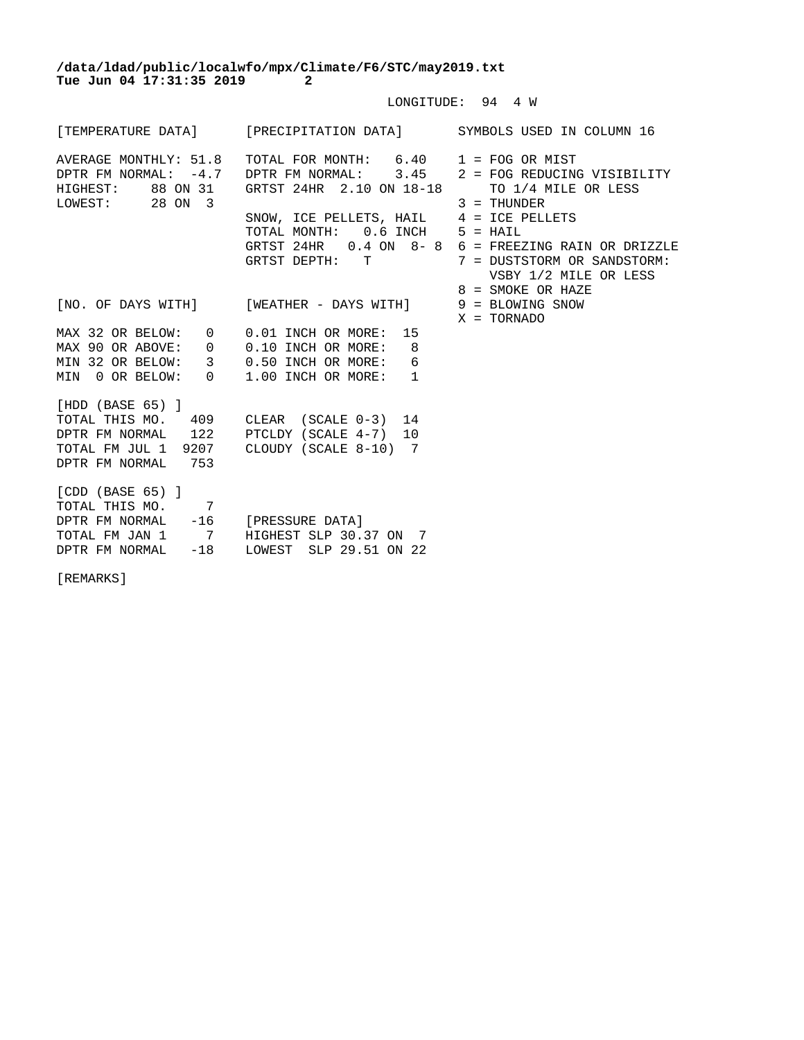```
/data/ldad/public/localwfo/mpx/Climate/F6/STC/may2019.txt
Tue Jun 04 17:31:35 2019        2

                                                  LONGITUDE:  94  4 W

[TEMPERATURE DATA]      [PRECIPITATION DATA]       SYMBOLS USED IN COLUMN 16

AVERAGE MONTHLY: 51.8   TOTAL FOR MONTH:   6.40    1 = FOG OR MIST
DPTR FM NORMAL:  -4.7   DPTR FM NORMAL:    3.45    2 = FOG REDUCING VISIBILITY
HIGHEST:    88 ON 31    GRTST 24HR  2.10 ON 18-18      TO 1/4 MILE OR LESS
LOWEST:     28 ON  3                               3 = THUNDER
                        SNOW, ICE PELLETS, HAIL    4 = ICE PELLETS
                        TOTAL MONTH:   0.6 INCH    5 = HAIL
                        GRTST 24HR   0.4 ON  8- 8  6 = FREEZING RAIN OR DRIZZLE
                        GRTST DEPTH:   T           7 = DUSTSTORM OR SANDSTORM:
                                                       VSBY 1/2 MILE OR LESS
                                                   8 = SMOKE OR HAZE
[NO. OF DAYS WITH]      [WEATHER - DAYS WITH]      9 = BLOWING SNOW
                                                   X = TORNADO
MAX 32 OR BELOW:   0    0.01 INCH OR MORE:  15
MAX 90 OR ABOVE:   0    0.10 INCH OR MORE:   8
MIN 32 OR BELOW:   3    0.50 INCH OR MORE:   6
MIN  0 OR BELOW:   0    1.00 INCH OR MORE:   1

[HDD (BASE 65) ]
TOTAL THIS MO.   409    CLEAR  (SCALE 0-3)  14
DPTR FM NORMAL   122    PTCLDY (SCALE 4-7)  10
TOTAL FM JUL 1  9207    CLOUDY (SCALE 8-10)  7
DPTR FM NORMAL   753

[CDD (BASE 65) ]
TOTAL THIS MO.     7
DPTR FM NORMAL   -16    [PRESSURE DATA]
TOTAL FM JAN 1     7    HIGHEST SLP 30.37 ON  7
DPTR FM NORMAL   -18    LOWEST  SLP 29.51 ON 22

[REMARKS]
```